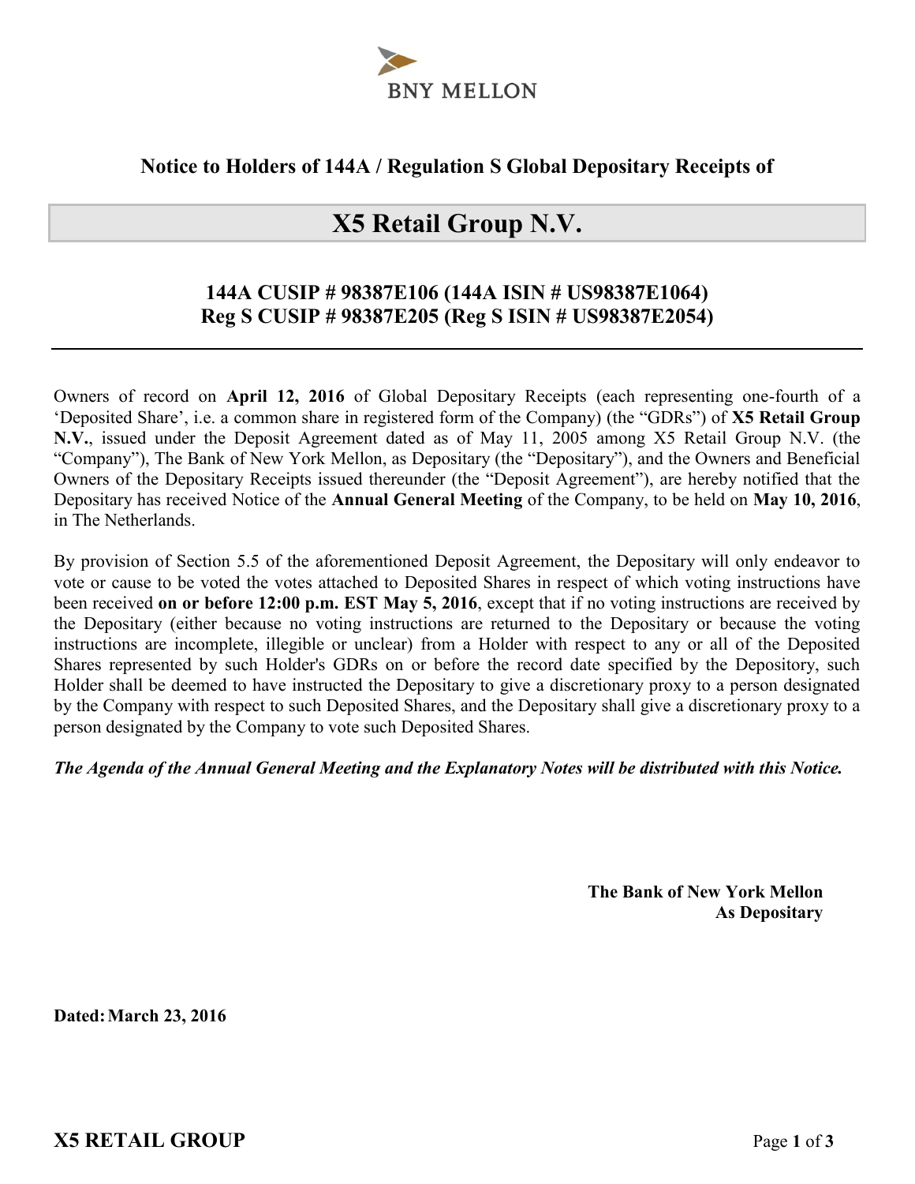BNY MELLON

## Notice to Holders of 144A / Regulation S Global Depositary Receipts of

# X5 Retail Group N.V.

### 144A CUSIP # 98387E106 (144A ISIN # US98387E1064)
### Reg S CUSIP # 98387E205 (Reg S ISIN # US98387E2054)

---

Owners of record on **April 12, 2016** of Global Depositary Receipts (each representing one-fourth of a 'Deposited Share', i.e. a common share in registered form of the Company) (the "GDRs") of **X5 Retail Group N.V.**, issued under the Deposit Agreement dated as of May 11, 2005 among X5 Retail Group N.V. (the "Company"), The Bank of New York Mellon, as Depositary (the "Depositary"), and the Owners and Beneficial Owners of the Depositary Receipts issued thereunder (the "Deposit Agreement"), are hereby notified that the Depositary has received Notice of the **Annual General Meeting** of the Company, to be held on **May 10, 2016**, in The Netherlands.

By provision of Section 5.5 of the aforementioned Deposit Agreement, the Depositary will only endeavor to vote or cause to be voted the votes attached to Deposited Shares in respect of which voting instructions have been received **on or before 12:00 p.m. EST May 5, 2016**, except that if no voting instructions are received by the Depositary (either because no voting instructions are returned to the Depositary or because the voting instructions are incomplete, illegible or unclear) from a Holder with respect to any or all of the Deposited Shares represented by such Holder's GDRs on or before the record date specified by the Depository, such Holder shall be deemed to have instructed the Depositary to give a discretionary proxy to a person designated by the Company with respect to such Deposited Shares, and the Depositary shall give a discretionary proxy to a person designated by the Company to vote such Deposited Shares.

***The Agenda of the Annual General Meeting and the Explanatory Notes will be distributed with this Notice.***

**The Bank of New York Mellon**
**As Depositary**

**Dated: March 23, 2016**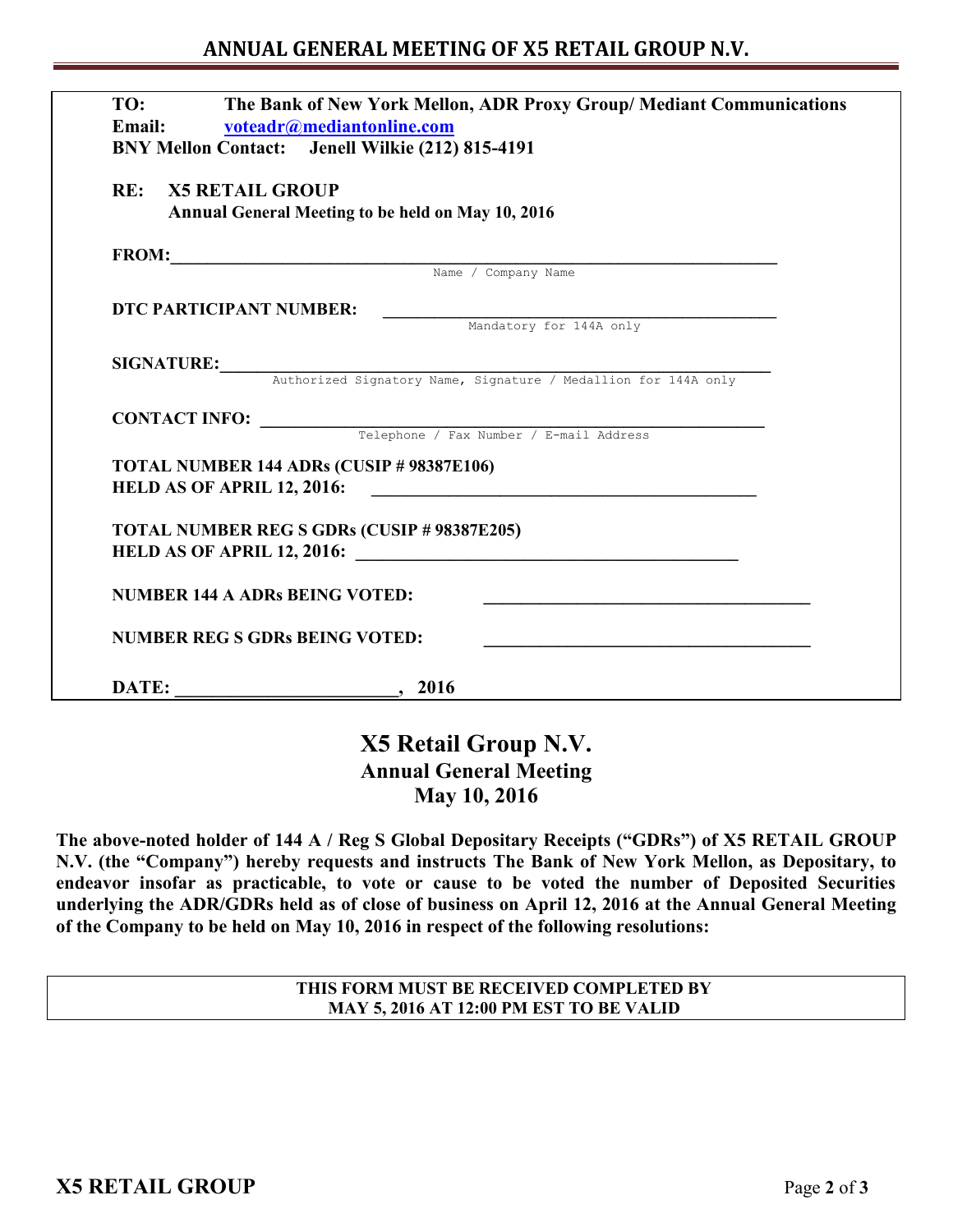## ANNUAL GENERAL MEETING OF X5 RETAIL GROUP N.V.

**TO:** **The Bank of New York Mellon, ADR Proxy Group/ Mediant Communications**
**Email:** **voteadr@mediantonline.com**
**BNY Mellon Contact:** **Jenell Wilkie (212) 815-4191**

**RE: X5 RETAIL GROUP**
**Annual General Meeting to be held on May 10, 2016**

**FROM:**______________________________________________________________
Name / Company Name

**DTC PARTICIPANT NUMBER:** ________________________________________
Mandatory for 144A only

**SIGNATURE:**__________________________________________________________
Authorized Signatory Name, Signature / Medallion for 144A only

**CONTACT INFO:** ______________________________________________________
Telephone / Fax Number / E-mail Address

**TOTAL NUMBER 144 ADRs (CUSIP # 98387E106)**
**HELD AS OF APRIL 12, 2016:** ________________________________________

**TOTAL NUMBER REG S GDRs (CUSIP # 98387E205)**
**HELD AS OF APRIL 12, 2016:** ________________________________________

**NUMBER 144 A ADRs BEING VOTED:** ___________________________________

**NUMBER REG S GDRs BEING VOTED:** ___________________________________

**DATE:** ______________________, **2016**

# X5 Retail Group N.V.
## Annual General Meeting
## May 10, 2016

**The above-noted holder of 144 A / Reg S Global Depositary Receipts ("GDRs") of X5 RETAIL GROUP N.V. (the "Company") hereby requests and instructs The Bank of New York Mellon, as Depositary, to endeavor insofar as practicable, to vote or cause to be voted the number of Deposited Securities underlying the ADR/GDRs held as of close of business on April 12, 2016 at the Annual General Meeting of the Company to be held on May 10, 2016 in respect of the following resolutions:**

**THIS FORM MUST BE RECEIVED COMPLETED BY MAY 5, 2016 AT 12:00 PM EST TO BE VALID**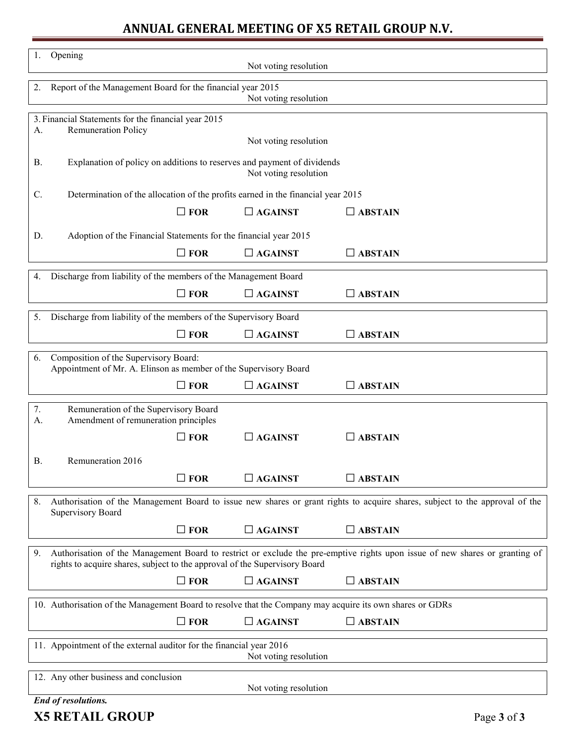# ANNUAL GENERAL MEETING OF X5 RETAIL GROUP N.V.

1. Opening

   Not voting resolution

2. Report of the Management Board for the financial year 2015

   Not voting resolution

3. Financial Statements for the financial year 2015

   A. Remuneration Policy

   Not voting resolution

   B. Explanation of policy on additions to reserves and payment of dividends

   Not voting resolution

   C. Determination of the allocation of the profits earned in the financial year 2015

   ☐ **FOR** ☐ **AGAINST** ☐ **ABSTAIN**

   D. Adoption of the Financial Statements for the financial year 2015

   ☐ **FOR** ☐ **AGAINST** ☐ **ABSTAIN**

4. Discharge from liability of the members of the Management Board

   ☐ **FOR** ☐ **AGAINST** ☐ **ABSTAIN**

5. Discharge from liability of the members of the Supervisory Board

   ☐ **FOR** ☐ **AGAINST** ☐ **ABSTAIN**

6. Composition of the Supervisory Board:
   Appointment of Mr. A. Elinson as member of the Supervisory Board

   ☐ **FOR** ☐ **AGAINST** ☐ **ABSTAIN**

7. Remuneration of the Supervisory Board

   A. Amendment of remuneration principles

   ☐ **FOR** ☐ **AGAINST** ☐ **ABSTAIN**

   B. Remuneration 2016

   ☐ **FOR** ☐ **AGAINST** ☐ **ABSTAIN**

8. Authorisation of the Management Board to issue new shares or grant rights to acquire shares, subject to the approval of the Supervisory Board

   ☐ **FOR** ☐ **AGAINST** ☐ **ABSTAIN**

9. Authorisation of the Management Board to restrict or exclude the pre-emptive rights upon issue of new shares or granting of rights to acquire shares, subject to the approval of the Supervisory Board

   ☐ **FOR** ☐ **AGAINST** ☐ **ABSTAIN**

10. Authorisation of the Management Board to resolve that the Company may acquire its own shares or GDRs

    ☐ **FOR** ☐ **AGAINST** ☐ **ABSTAIN**

11. Appointment of the external auditor for the financial year 2016

    Not voting resolution

12. Any other business and conclusion

    Not voting resolution

***End of resolutions.***

**X5 RETAIL GROUP**